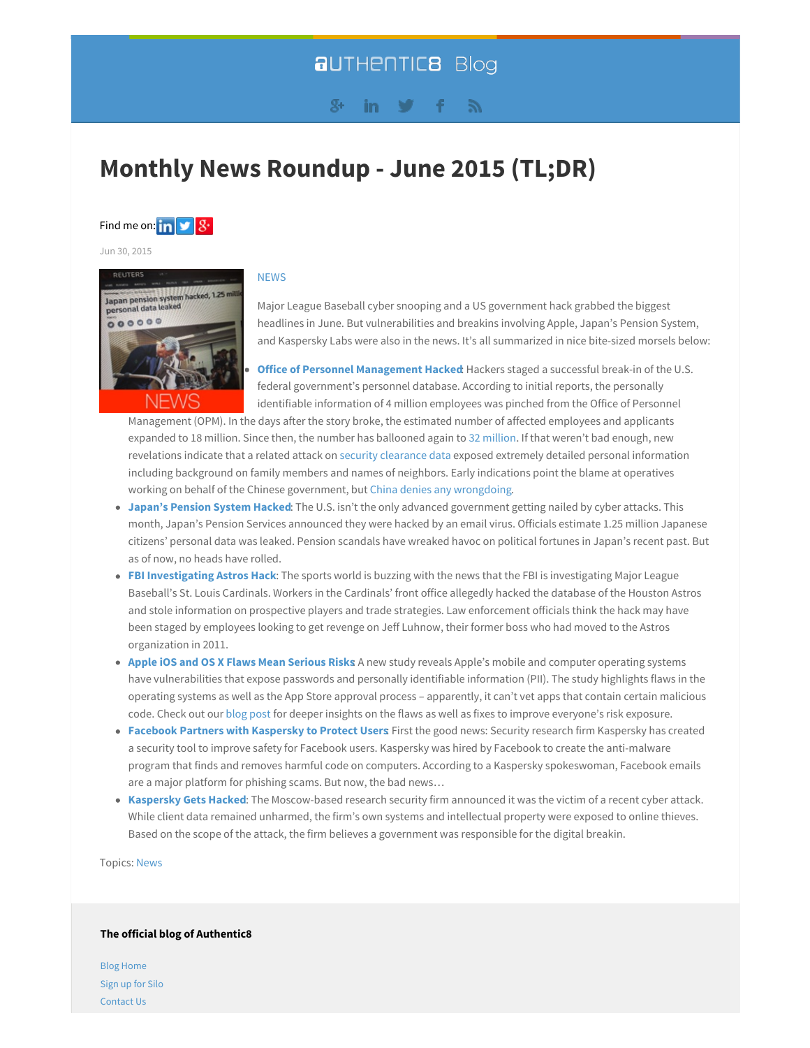aUTHENTIC8 Blog

# Monthly News Roundup - June 2015 (TL;DR)

Find me on:

Jun 30, 2015

NEWS

Major League Baseball cyber snooping and a US government hack grabbed the biggest headlines in June. But vulnerabilities and breakins involving Apple, Japan's Pension System, and Kaspersky Labs were also in the news. It's all summarized in nice bite-sized morsels below:

- **Office of Personnel Management Hacked**: Hackers staged a successful break-in of the U.S. federal government's personnel database. According to initial reports, the personally identifiable information of 4 million employees was pinched from the Office of Personnel Management (OPM). In the days after the story broke, the estimated number of affected employees and applicants expanded to 18 million. Since then, the number has ballooned again to 32 million. If that weren't bad enough, new revelations indicate that a related attack on security clearance data exposed extremely detailed personal information including background on family members and names of neighbors. Early indications point the blame at operatives working on behalf of the Chinese government, but China denies any wrongdoing.
- **Japan's Pension System Hacked**: The U.S. isn't the only advanced government getting nailed by cyber attacks. This month, Japan's Pension Services announced they were hacked by an email virus. Officials estimate 1.25 million Japanese citizens' personal data was leaked. Pension scandals have wreaked havoc on political fortunes in Japan's recent past. But as of now, no heads have rolled.
- **FBI Investigating Astros Hack**: The sports world is buzzing with the news that the FBI is investigating Major League Baseball's St. Louis Cardinals. Workers in the Cardinals' front office allegedly hacked the database of the Houston Astros and stole information on prospective players and trade strategies. Law enforcement officials think the hack may have been staged by employees looking to get revenge on Jeff Luhnow, their former boss who had moved to the Astros organization in 2011.
- **Apple iOS and OS X Flaws Mean Serious Risks**: A new study reveals Apple's mobile and computer operating systems have vulnerabilities that expose passwords and personally identifiable information (PII). The study highlights flaws in the operating systems as well as the App Store approval process – apparently, it can't vet apps that contain certain malicious code. Check out our blog post for deeper insights on the flaws as well as fixes to improve everyone's risk exposure.
- **Facebook Partners with Kaspersky to Protect Users**: First the good news: Security research firm Kaspersky has created a security tool to improve safety for Facebook users. Kaspersky was hired by Facebook to create the anti-malware program that finds and removes harmful code on computers. According to a Kaspersky spokeswoman, Facebook emails are a major platform for phishing scams. But now, the bad news…
- **Kaspersky Gets Hacked**: The Moscow-based research security firm announced it was the victim of a recent cyber attack. While client data remained unharmed, the firm's own systems and intellectual property were exposed to online thieves. Based on the scope of the attack, the firm believes a government was responsible for the digital breakin.

Topics: News

**The official blog of Authentic8**

Blog Home
Sign up for Silo
Contact Us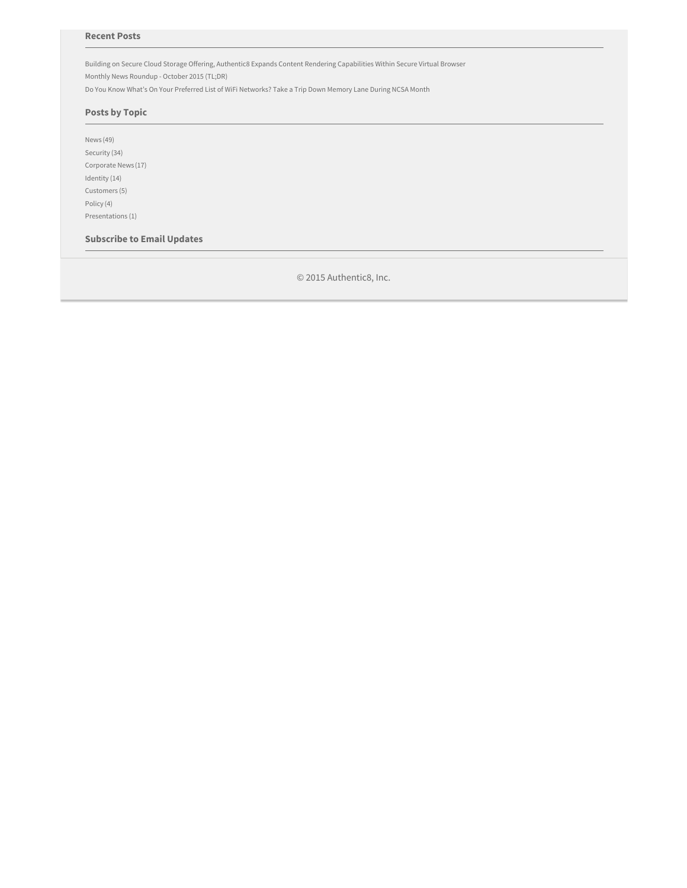## Recent Posts

Building on Secure Cloud Storage Offering, Authentic8 Expands Content Rendering Capabilities Within Secure Virtual Browser

Monthly News Roundup - October 2015 (TL;DR)

Do You Know What's On Your Preferred List of WiFi Networks? Take a Trip Down Memory Lane During NCSA Month

## Posts by Topic

News (49)

Security (34)

Corporate News (17)

Identity (14)

Customers (5)

Policy (4)

Presentations (1)

## Subscribe to Email Updates

© 2015 Authentic8, Inc.